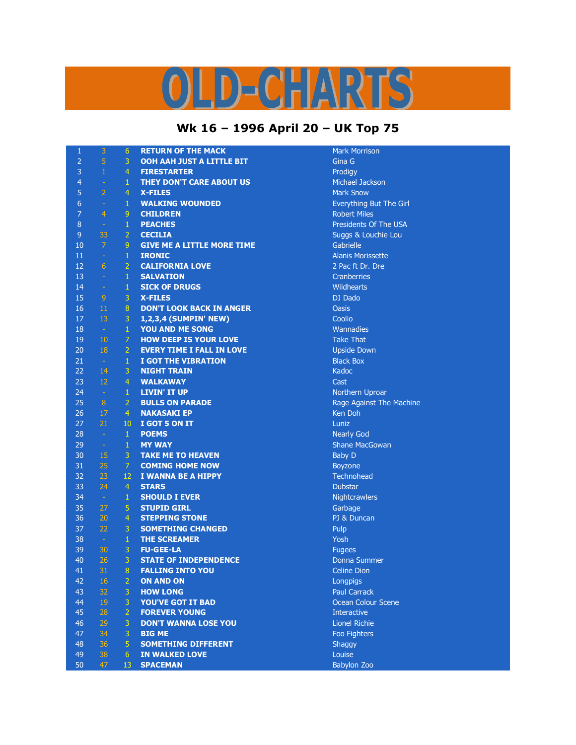# OLD-CHARTS

## Wk 16 – 1996 April 20 – UK Top 75

| | | | | |
|---|---|---|---|---|
| 1 | 3 | 6 | RETURN OF THE MACK | Mark Morrison |
| 2 | 5 | 3 | OOH AAH JUST A LITTLE BIT | Gina G |
| 3 | 1 | 4 | FIRESTARTER | Prodigy |
| 4 | - | 1 | THEY DON'T CARE ABOUT US | Michael Jackson |
| 5 | 2 | 4 | X-FILES | Mark Snow |
| 6 | - | 1 | WALKING WOUNDED | Everything But The Girl |
| 7 | 4 | 9 | CHILDREN | Robert Miles |
| 8 | - | 1 | PEACHES | Presidents Of The USA |
| 9 | 33 | 2 | CECILIA | Suggs & Louchie Lou |
| 10 | 7 | 9 | GIVE ME A LITTLE MORE TIME | Gabrielle |
| 11 | - | 1 | IRONIC | Alanis Morissette |
| 12 | 6 | 2 | CALIFORNIA LOVE | 2 Pac ft Dr. Dre |
| 13 | - | 1 | SALVATION | Cranberries |
| 14 | - | 1 | SICK OF DRUGS | Wildhearts |
| 15 | 9 | 3 | X-FILES | DJ Dado |
| 16 | 11 | 8 | DON'T LOOK BACK IN ANGER | Oasis |
| 17 | 13 | 3 | 1,2,3,4 (SUMPIN' NEW) | Coolio |
| 18 | - | 1 | YOU AND ME SONG | Wannadies |
| 19 | 10 | 7 | HOW DEEP IS YOUR LOVE | Take That |
| 20 | 18 | 2 | EVERY TIME I FALL IN LOVE | Upside Down |
| 21 | - | 1 | I GOT THE VIBRATION | Black Box |
| 22 | 14 | 3 | NIGHT TRAIN | Kadoc |
| 23 | 12 | 4 | WALKAWAY | Cast |
| 24 | - | 1 | LIVIN' IT UP | Northern Uproar |
| 25 | 8 | 2 | BULLS ON PARADE | Rage Against The Machine |
| 26 | 17 | 4 | NAKASAKI EP | Ken Doh |
| 27 | 21 | 10 | I GOT 5 ON IT | Luniz |
| 28 | - | 1 | POEMS | Nearly God |
| 29 | - | 1 | MY WAY | Shane MacGowan |
| 30 | 15 | 3 | TAKE ME TO HEAVEN | Baby D |
| 31 | 25 | 7 | COMING HOME NOW | Boyzone |
| 32 | 23 | 12 | I WANNA BE A HIPPY | Technohead |
| 33 | 24 | 4 | STARS | Dubstar |
| 34 | - | 1 | SHOULD I EVER | Nightcrawlers |
| 35 | 27 | 5 | STUPID GIRL | Garbage |
| 36 | 20 | 4 | STEPPING STONE | PJ & Duncan |
| 37 | 22 | 3 | SOMETHING CHANGED | Pulp |
| 38 | - | 1 | THE SCREAMER | Yosh |
| 39 | 30 | 3 | FU-GEE-LA | Fugees |
| 40 | 26 | 3 | STATE OF INDEPENDENCE | Donna Summer |
| 41 | 31 | 8 | FALLING INTO YOU | Celine Dion |
| 42 | 16 | 2 | ON AND ON | Longpigs |
| 43 | 32 | 3 | HOW LONG | Paul Carrack |
| 44 | 19 | 3 | YOU'VE GOT IT BAD | Ocean Colour Scene |
| 45 | 28 | 2 | FOREVER YOUNG | Interactive |
| 46 | 29 | 3 | DON'T WANNA LOSE YOU | Lionel Richie |
| 47 | 34 | 3 | BIG ME | Foo Fighters |
| 48 | 36 | 5 | SOMETHING DIFFERENT | Shaggy |
| 49 | 38 | 6 | IN WALKED LOVE | Louise |
| 50 | 47 | 13 | SPACEMAN | Babylon Zoo |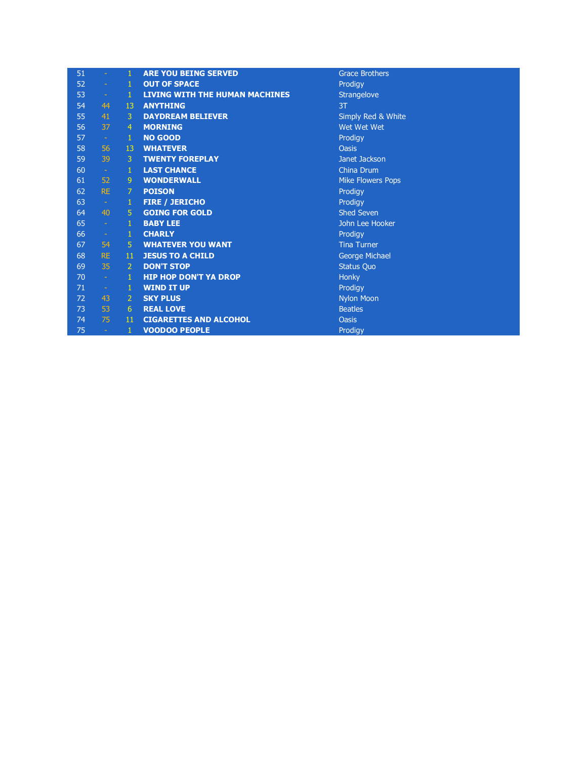| | | | | |
|---|---|---|---|---|
| 51 | - | 1 | **ARE YOU BEING SERVED** | Grace Brothers |
| 52 | - | 1 | **OUT OF SPACE** | Prodigy |
| 53 | - | 1 | **LIVING WITH THE HUMAN MACHINES** | Strangelove |
| 54 | 44 | 13 | **ANYTHING** | 3T |
| 55 | 41 | 3 | **DAYDREAM BELIEVER** | Simply Red & White |
| 56 | 37 | 4 | **MORNING** | Wet Wet Wet |
| 57 | - | 1 | **NO GOOD** | Prodigy |
| 58 | 56 | 13 | **WHATEVER** | Oasis |
| 59 | 39 | 3 | **TWENTY FOREPLAY** | Janet Jackson |
| 60 | - | 1 | **LAST CHANCE** | China Drum |
| 61 | 52 | 9 | **WONDERWALL** | Mike Flowers Pops |
| 62 | RE | 7 | **POISON** | Prodigy |
| 63 | - | 1 | **FIRE / JERICHO** | Prodigy |
| 64 | 40 | 5 | **GOING FOR GOLD** | Shed Seven |
| 65 | - | 1 | **BABY LEE** | John Lee Hooker |
| 66 | - | 1 | **CHARLY** | Prodigy |
| 67 | 54 | 5 | **WHATEVER YOU WANT** | Tina Turner |
| 68 | RE | 11 | **JESUS TO A CHILD** | George Michael |
| 69 | 35 | 2 | **DON'T STOP** | Status Quo |
| 70 | - | 1 | **HIP HOP DON'T YA DROP** | Honky |
| 71 | - | 1 | **WIND IT UP** | Prodigy |
| 72 | 43 | 2 | **SKY PLUS** | Nylon Moon |
| 73 | 53 | 6 | **REAL LOVE** | Beatles |
| 74 | 75 | 11 | **CIGARETTES AND ALCOHOL** | Oasis |
| 75 | - | 1 | **VOODOO PEOPLE** | Prodigy |